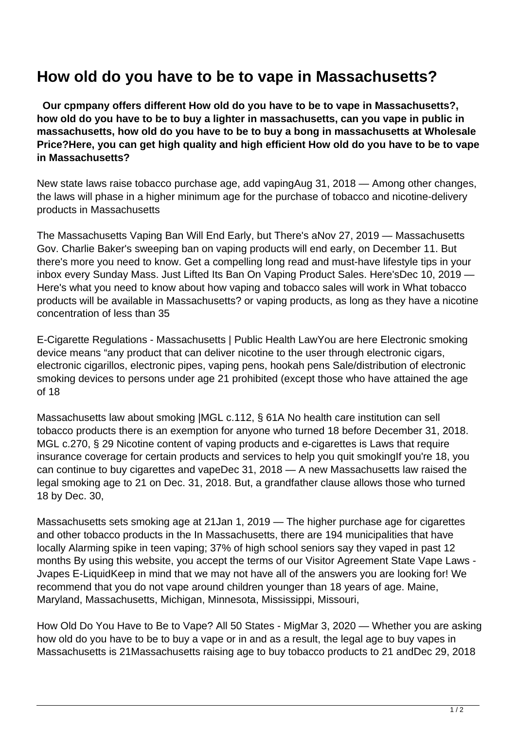# How old do you have to be to vape in Massachusetts?

**Our cpmpany offers different How old do you have to be to vape in Massachusetts?, how old do you have to be to buy a lighter in massachusetts, can you vape in public in massachusetts, how old do you have to be to buy a bong in massachusetts at Wholesale Price?Here, you can get high quality and high efficient How old do you have to be to vape in Massachusetts?**

New state laws raise tobacco purchase age, add vapingAug 31, 2018 — Among other changes, the laws will phase in a higher minimum age for the purchase of tobacco and nicotine-delivery products in Massachusetts

The Massachusetts Vaping Ban Will End Early, but There's aNov 27, 2019 — Massachusetts Gov. Charlie Baker's sweeping ban on vaping products will end early, on December 11. But there's more you need to know. Get a compelling long read and must-have lifestyle tips in your inbox every Sunday Mass. Just Lifted Its Ban On Vaping Product Sales. Here'sDec 10, 2019 — Here's what you need to know about how vaping and tobacco sales will work in What tobacco products will be available in Massachusetts? or vaping products, as long as they have a nicotine concentration of less than 35

E-Cigarette Regulations - Massachusetts | Public Health LawYou are here Electronic smoking device means "any product that can deliver nicotine to the user through electronic cigars, electronic cigarillos, electronic pipes, vaping pens, hookah pens Sale/distribution of electronic smoking devices to persons under age 21 prohibited (except those who have attained the age of 18

Massachusetts law about smoking |MGL c.112, § 61A No health care institution can sell tobacco products there is an exemption for anyone who turned 18 before December 31, 2018. MGL c.270, § 29 Nicotine content of vaping products and e-cigarettes is Laws that require insurance coverage for certain products and services to help you quit smokingIf you're 18, you can continue to buy cigarettes and vapeDec 31, 2018 — A new Massachusetts law raised the legal smoking age to 21 on Dec. 31, 2018. But, a grandfather clause allows those who turned 18 by Dec. 30,

Massachusetts sets smoking age at 21Jan 1, 2019 — The higher purchase age for cigarettes and other tobacco products in the In Massachusetts, there are 194 municipalities that have locally Alarming spike in teen vaping; 37% of high school seniors say they vaped in past 12 months By using this website, you accept the terms of our Visitor Agreement State Vape Laws - Jvapes E-LiquidKeep in mind that we may not have all of the answers you are looking for! We recommend that you do not vape around children younger than 18 years of age. Maine, Maryland, Massachusetts, Michigan, Minnesota, Mississippi, Missouri,

How Old Do You Have to Be to Vape? All 50 States - MigMar 3, 2020 — Whether you are asking how old do you have to be to buy a vape or in and as a result, the legal age to buy vapes in Massachusetts is 21Massachusetts raising age to buy tobacco products to 21 andDec 29, 2018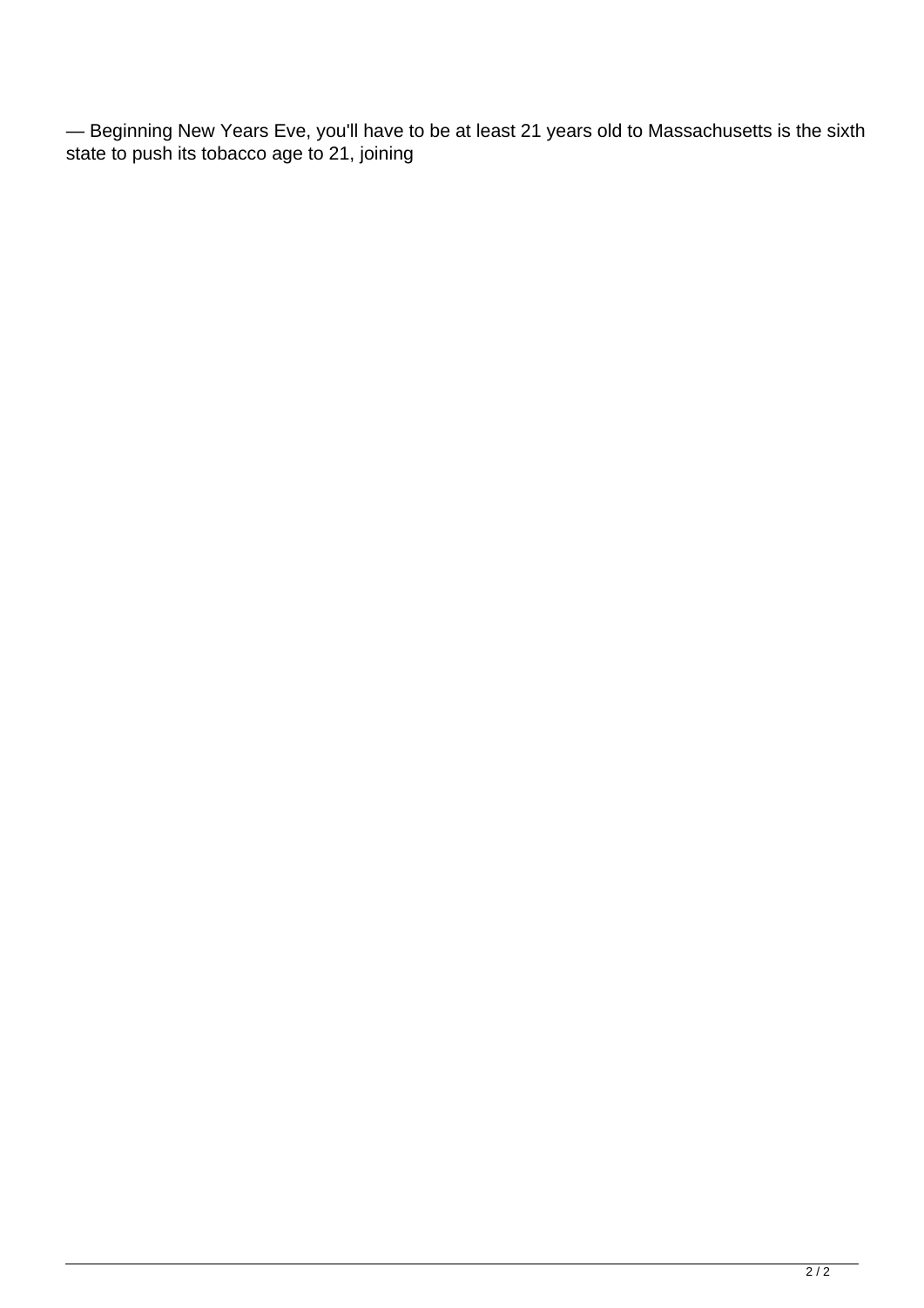— Beginning New Years Eve, you'll have to be at least 21 years old to Massachusetts is the sixth state to push its tobacco age to 21, joining